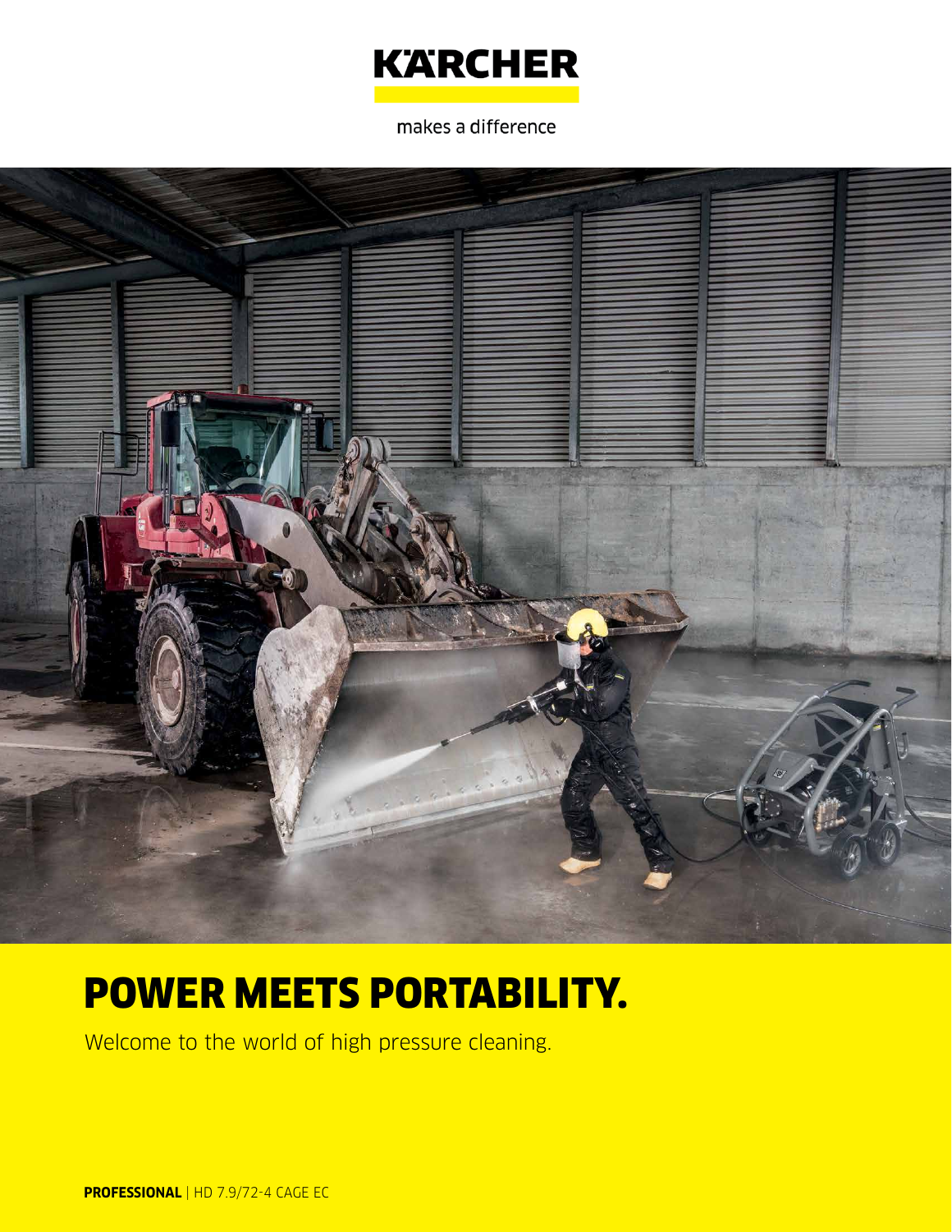KÄRCHER

makes a difference

# POWER MEETS PORTABILITY.

Welcome to the world of high pressure cleaning.

**PROFESSIONAL** | HD 7.9/72-4 CAGE EC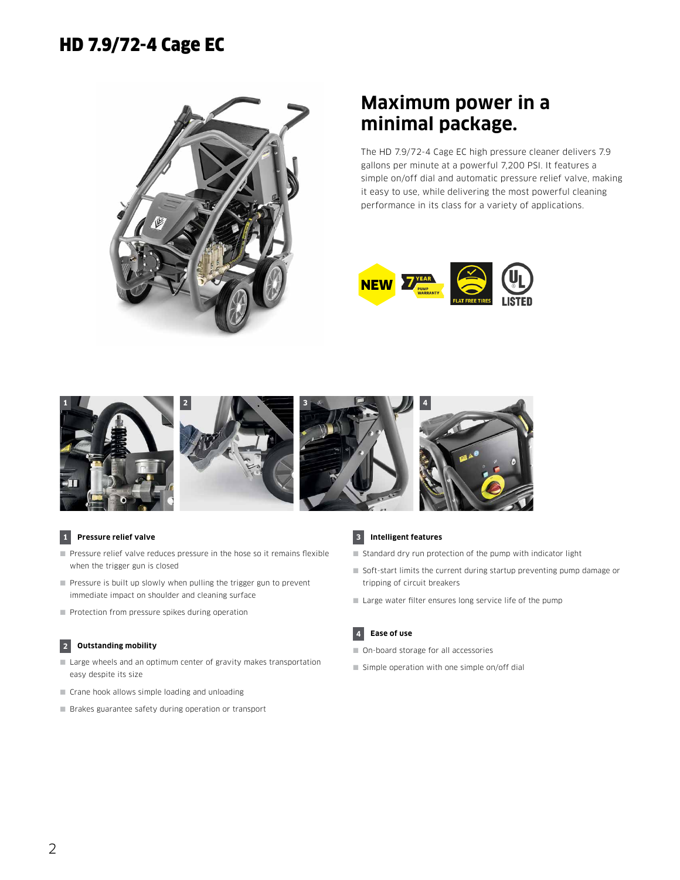# HD 7.9/72-4 Cage EC

## Maximum power in a minimal package.

The HD 7.9/72-4 Cage EC high pressure cleaner delivers 7.9 gallons per minute at a powerful 7,200 PSI. It features a simple on/off dial and automatic pressure relief valve, making it easy to use, while delivering the most powerful cleaning performance in its class for a variety of applications.

NEW | 7 YEAR PUMP WARRANTY | FLAT FREE TIRES | UL LISTED

### 1 Pressure relief valve

- Pressure relief valve reduces pressure in the hose so it remains flexible when the trigger gun is closed
- Pressure is built up slowly when pulling the trigger gun to prevent immediate impact on shoulder and cleaning surface
- Protection from pressure spikes during operation

### 2 Outstanding mobility

- Large wheels and an optimum center of gravity makes transportation easy despite its size
- Crane hook allows simple loading and unloading
- Brakes guarantee safety during operation or transport

### 3 Intelligent features

- Standard dry run protection of the pump with indicator light
- Soft-start limits the current during startup preventing pump damage or tripping of circuit breakers
- Large water filter ensures long service life of the pump

### 4 Ease of use

- On-board storage for all accessories
- Simple operation with one simple on/off dial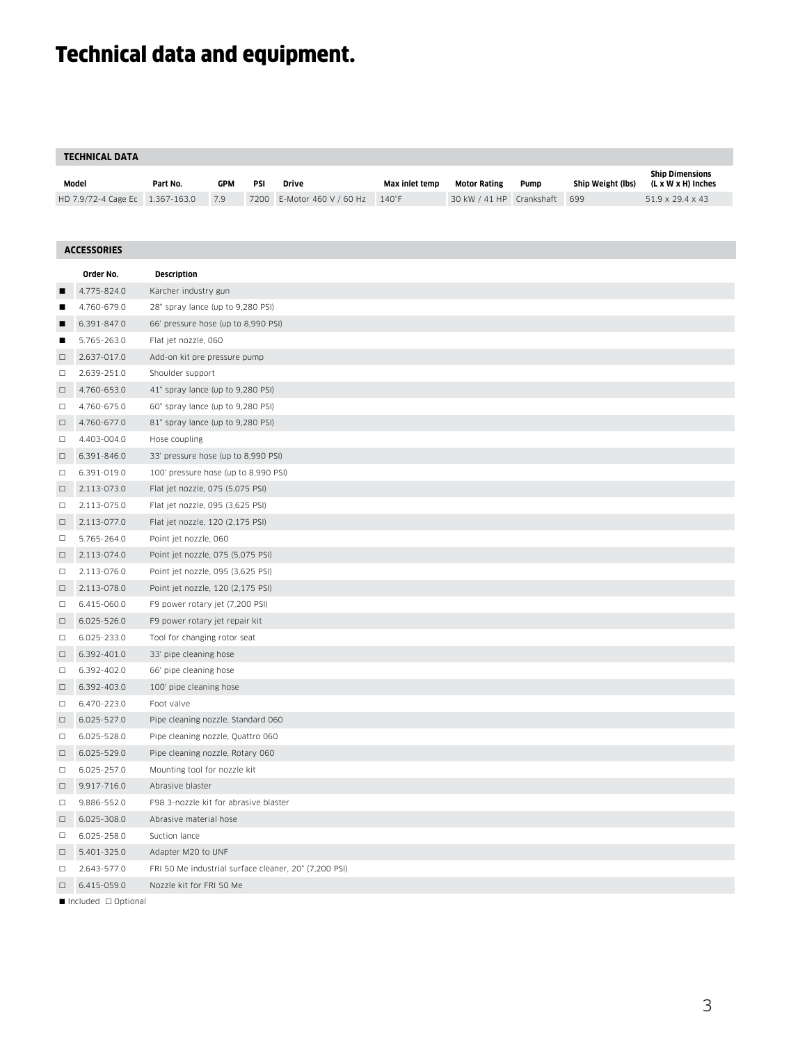# Technical data and equipment.

## TECHNICAL DATA

| Model | Part No. | GPM | PSI | Drive | Max inlet temp | Motor Rating | Pump | Ship Weight (lbs) | Ship Dimensions (L x W x H) Inches |
|---|---|---|---|---|---|---|---|---|---|
| HD 7.9/72-4 Cage Ec | 1.367-163.0 | 7.9 | 7200 | E-Motor 460 V / 60 Hz | 140°F | 30 kW / 41 HP | Crankshaft | 699 | 51.9 x 29.4 x 43 |

## ACCESSORIES

| | Order No. | Description |
|---|---|---|
| ■ | 4.775-824.0 | Kärcher industry gun |
| ■ | 4.760-679.0 | 28" spray lance (up to 9,280 PSI) |
| ■ | 6.391-847.0 | 66' pressure hose (up to 8,990 PSI) |
| ■ | 5.765-263.0 | Flat jet nozzle, 060 |
| □ | 2.637-017.0 | Add-on kit pre pressure pump |
| □ | 2.639-251.0 | Shoulder support |
| □ | 4.760-653.0 | 41" spray lance (up to 9,280 PSI) |
| □ | 4.760-675.0 | 60" spray lance (up to 9,280 PSI) |
| □ | 4.760-677.0 | 81" spray lance (up to 9,280 PSI) |
| □ | 4.403-004.0 | Hose coupling |
| □ | 6.391-846.0 | 33' pressure hose (up to 8,990 PSI) |
| □ | 6.391-019.0 | 100' pressure hose (up to 8,990 PSI) |
| □ | 2.113-073.0 | Flat jet nozzle, 075 (5,075 PSI) |
| □ | 2.113-075.0 | Flat jet nozzle, 095 (3,625 PSI) |
| □ | 2.113-077.0 | Flat jet nozzle, 120 (2,175 PSI) |
| □ | 5.765-264.0 | Point jet nozzle, 060 |
| □ | 2.113-074.0 | Point jet nozzle, 075 (5,075 PSI) |
| □ | 2.113-076.0 | Point jet nozzle, 095 (3,625 PSI) |
| □ | 2.113-078.0 | Point jet nozzle, 120 (2,175 PSI) |
| □ | 6.415-060.0 | F9 power rotary jet (7,200 PSI) |
| □ | 6.025-526.0 | F9 power rotary jet repair kit |
| □ | 6.025-233.0 | Tool for changing rotor seat |
| □ | 6.392-401.0 | 33' pipe cleaning hose |
| □ | 6.392-402.0 | 66' pipe cleaning hose |
| □ | 6.392-403.0 | 100' pipe cleaning hose |
| □ | 6.470-223.0 | Foot valve |
| □ | 6.025-527.0 | Pipe cleaning nozzle, Standard 060 |
| □ | 6.025-528.0 | Pipe cleaning nozzle, Quattro 060 |
| □ | 6.025-529.0 | Pipe cleaning nozzle, Rotary 060 |
| □ | 6.025-257.0 | Mounting tool for nozzle kit |
| □ | 9.917-716.0 | Abrasive blaster |
| □ | 9.886-552.0 | F98 3-nozzle kit for abrasive blaster |
| □ | 6.025-308.0 | Abrasive material hose |
| □ | 6.025-258.0 | Suction lance |
| □ | 5.401-325.0 | Adapter M20 to UNF |
| □ | 2.643-577.0 | FRI 50 Me industrial surface cleaner, 20" (7,200 PSI) |
| □ | 6.415-059.0 | Nozzle kit for FRI 50 Me |

■ Included □ Optional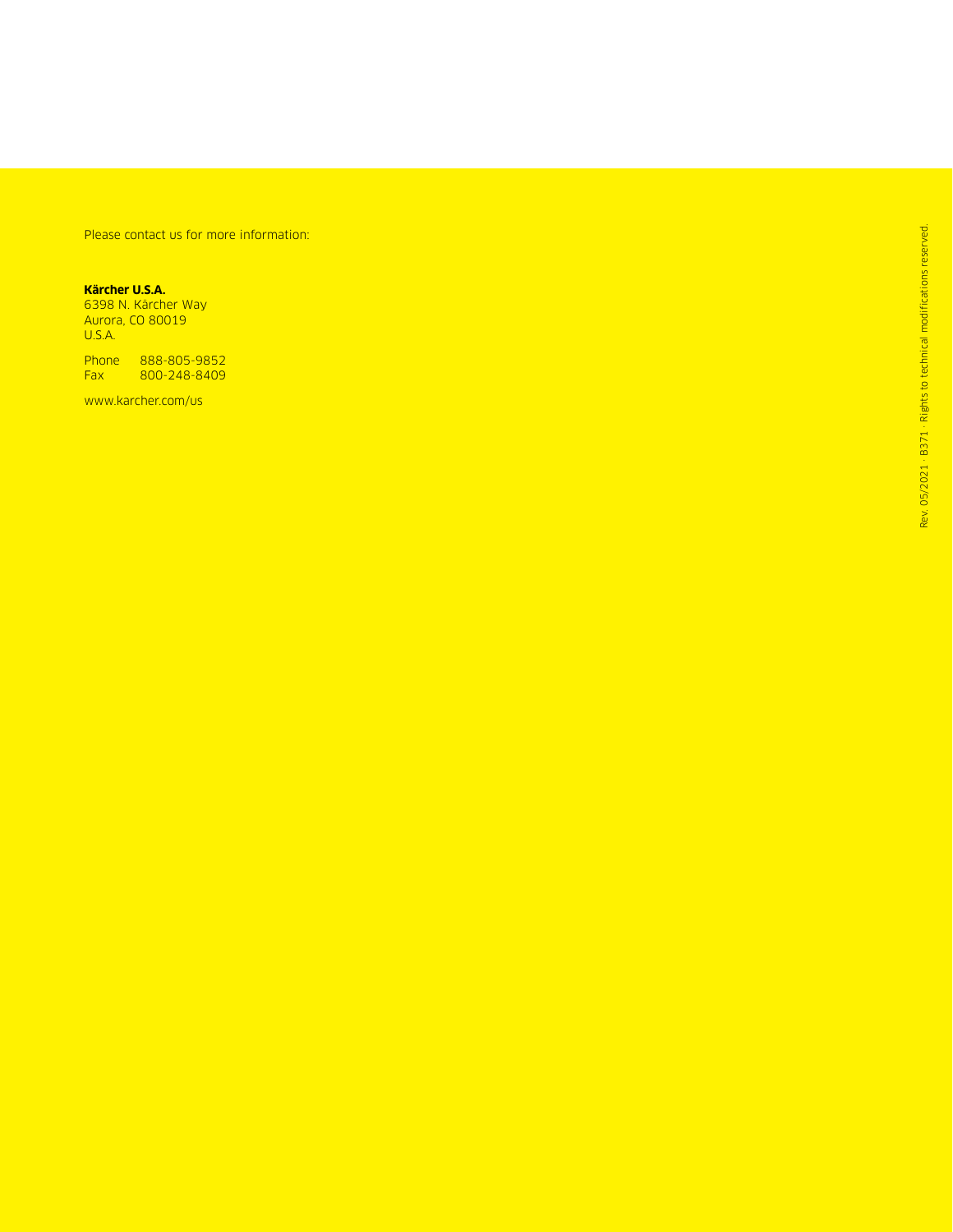Please contact us for more information:

**Kärcher U.S.A.**
6398 N. Kärcher Way
Aurora, CO 80019
U.S.A.

Phone 888-805-9852
Fax 800-248-8409

www.karcher.com/us

Rev. 05/2021 · B371 · Rights to technical modifications reserved.